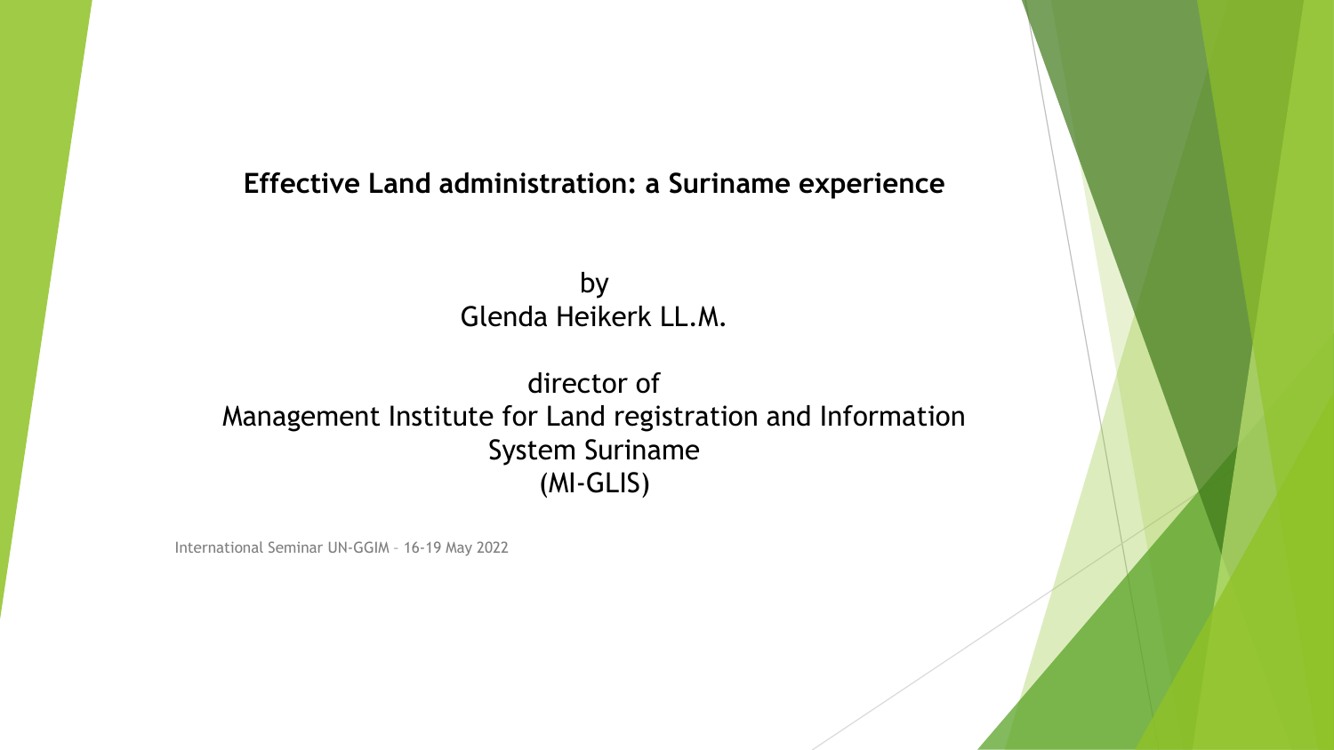# Effective Land administration: a Suriname experience

by
Glenda Heikerk LL.M.

director of
Management Institute for Land registration and Information System Suriname
(MI-GLIS)

International Seminar UN-GGIM – 16-19 May 2022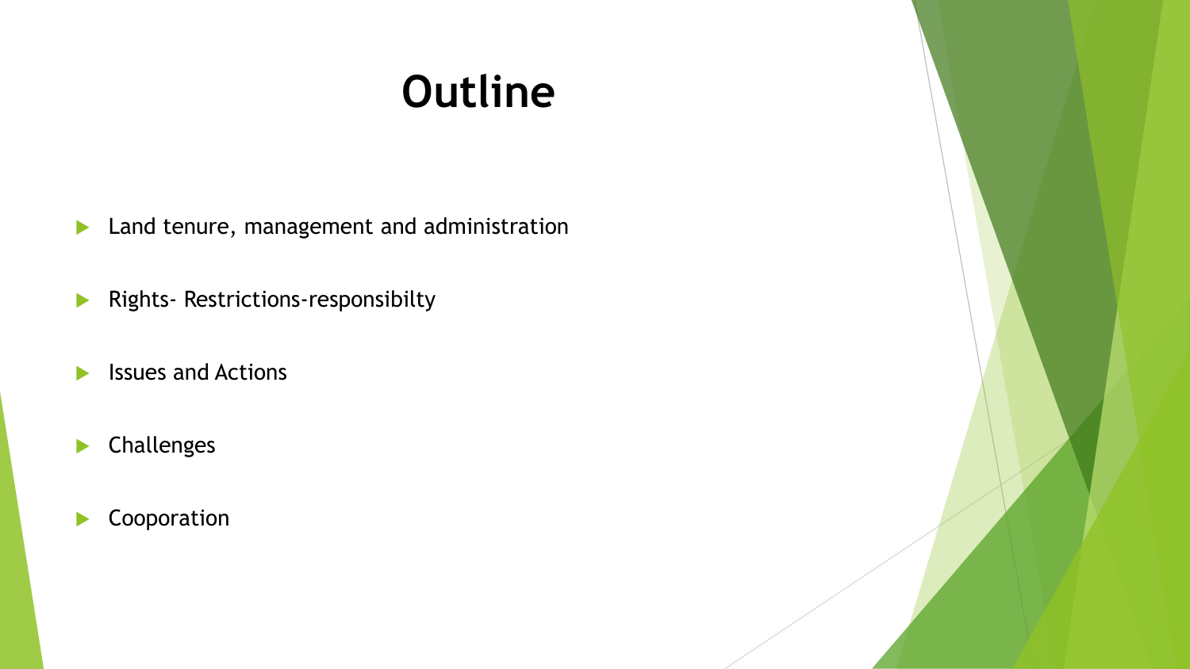# Outline

- Land tenure, management and administration
- Rights- Restrictions-responsibilty
- Issues and Actions
- Challenges
- Cooporation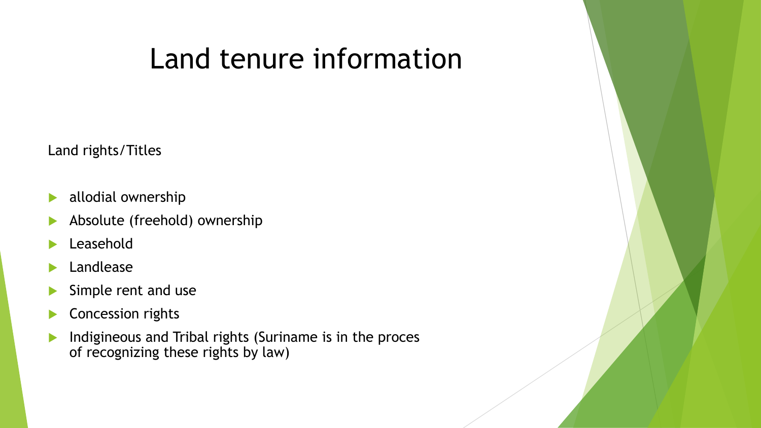# Land tenure information

Land rights/Titles

- allodial ownership
- Absolute (freehold) ownership
- Leasehold
- Landlease
- Simple rent and use
- Concession rights
- Indigineous and Tribal rights (Suriname is in the proces of recognizing these rights by law)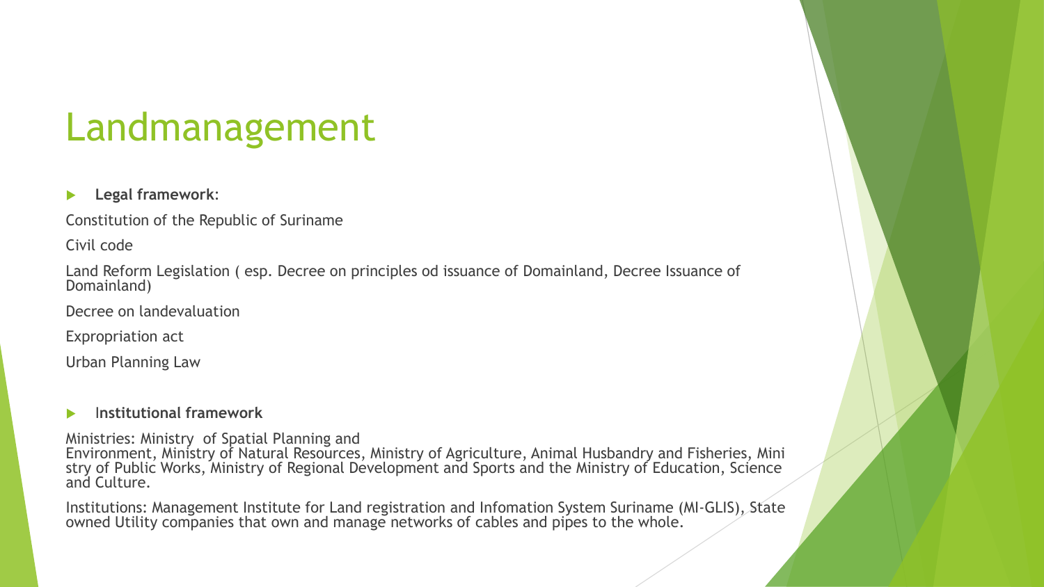# Landmanagement

- **Legal framework**:

Constitution of the Republic of Suriname

Civil code

Land Reform Legislation ( esp. Decree on principles od issuance of Domainland, Decree Issuance of Domainland)

Decree on landevaluation

Expropriation act

Urban Planning Law

- **Institutional framework**

Ministries: Ministry of Spatial Planning and Environment, Ministry of Natural Resources, Ministry of Agriculture, Animal Husbandry and Fisheries, Ministry of Public Works, Ministry of Regional Development and Sports and the Ministry of Education, Science and Culture.

Institutions: Management Institute for Land registration and Infomation System Suriname (MI-GLIS), State owned Utility companies that own and manage networks of cables and pipes to the whole.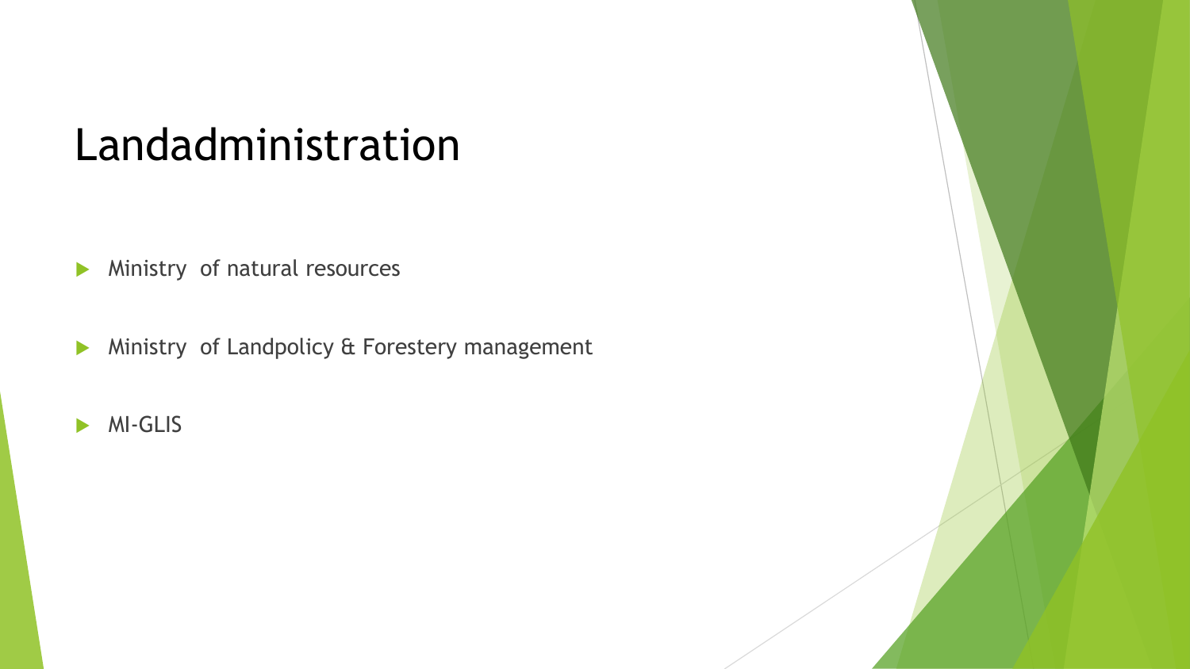# Landadministration

- Ministry  of natural resources
- Ministry  of Landpolicy & Forestery management
- MI-GLIS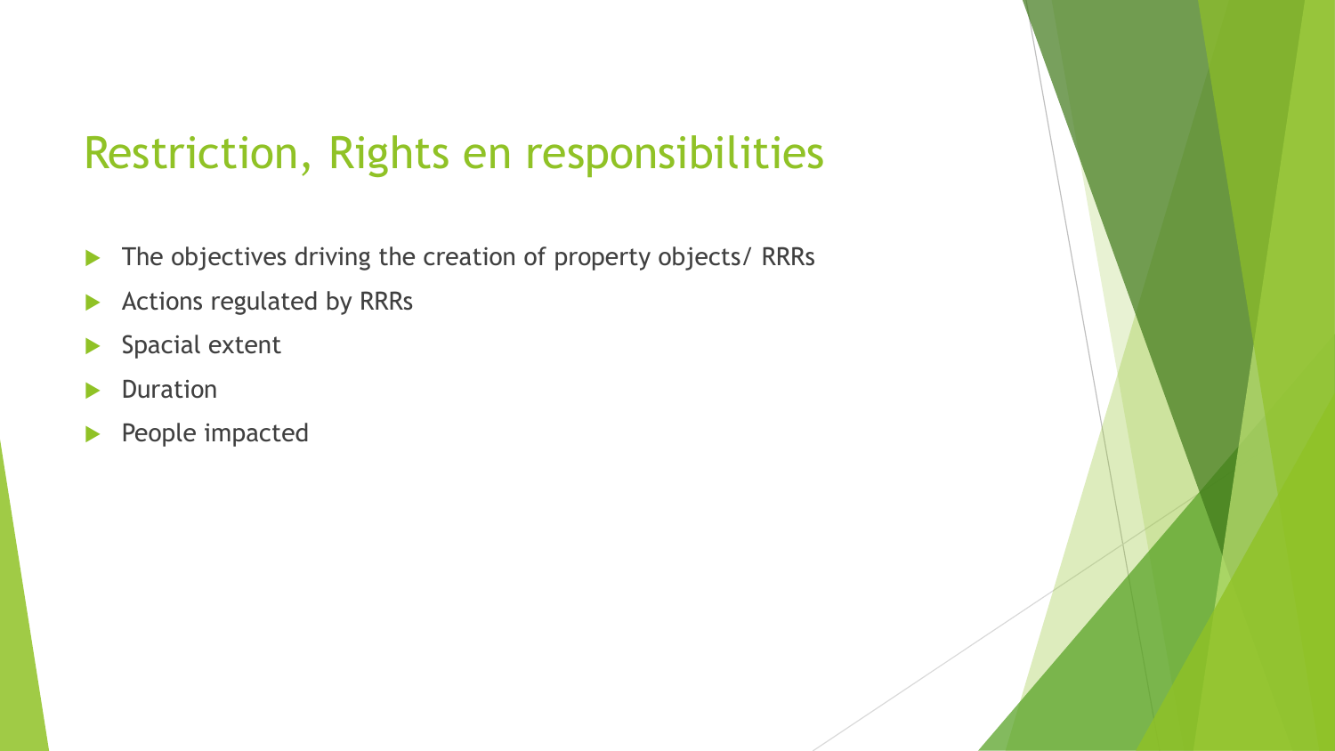# Restriction, Rights en responsibilities

- The objectives driving the creation of property objects/ RRRs
- Actions regulated by RRRs
- Spacial extent
- Duration
- People impacted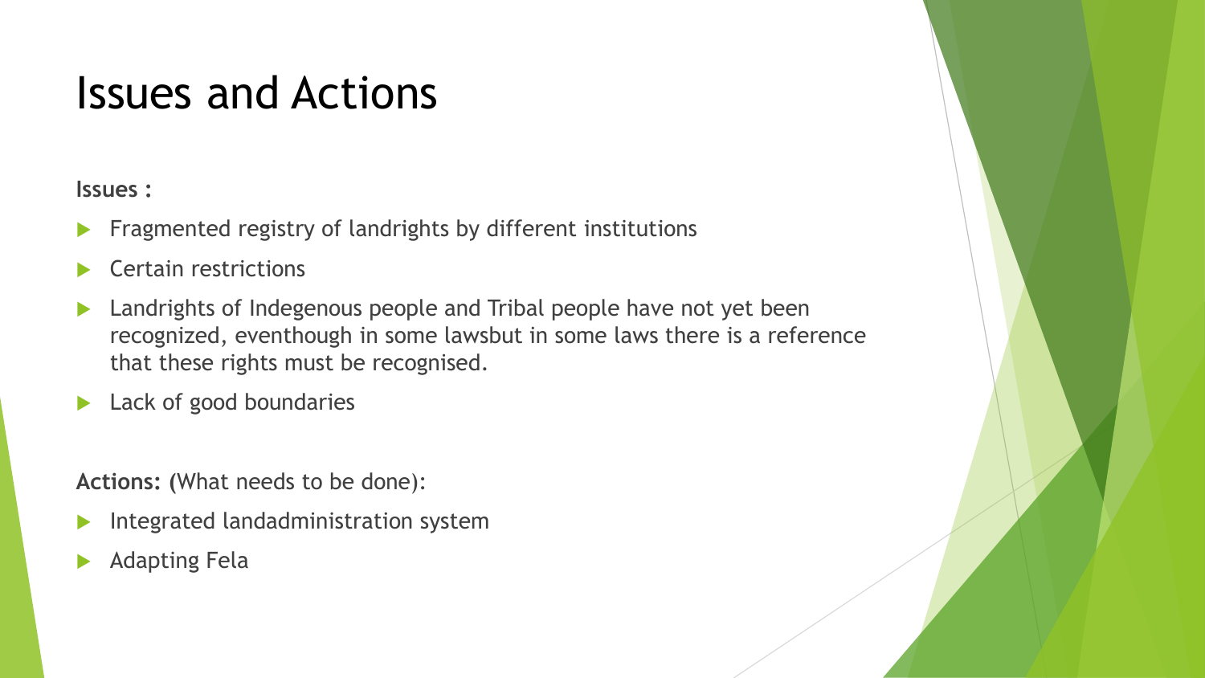# Issues and Actions

**Issues :**

- Fragmented registry of landrights by different institutions
- Certain restrictions
- Landrights of Indegenous people and Tribal people have not yet been recognized, eventhough in some lawsbut in some laws there is a reference that these rights must be recognised.
- Lack of good boundaries

**Actions: (**What needs to be done):

- Integrated landadministration system
- Adapting Fela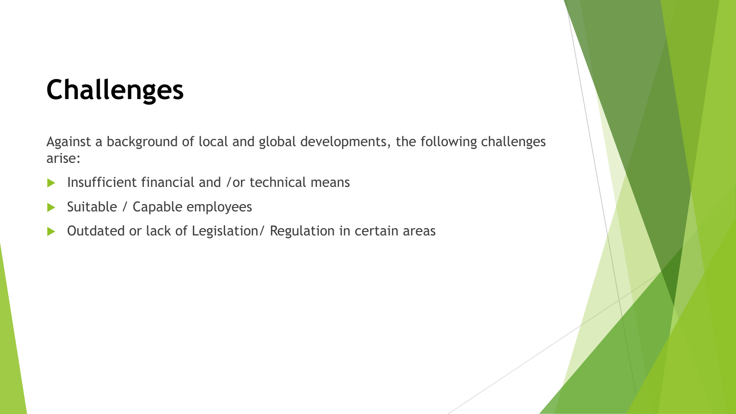# Challenges

Against a background of local and global developments, the following challenges arise:

- Insufficient financial and /or technical means
- Suitable / Capable employees
- Outdated or lack of Legislation/ Regulation in certain areas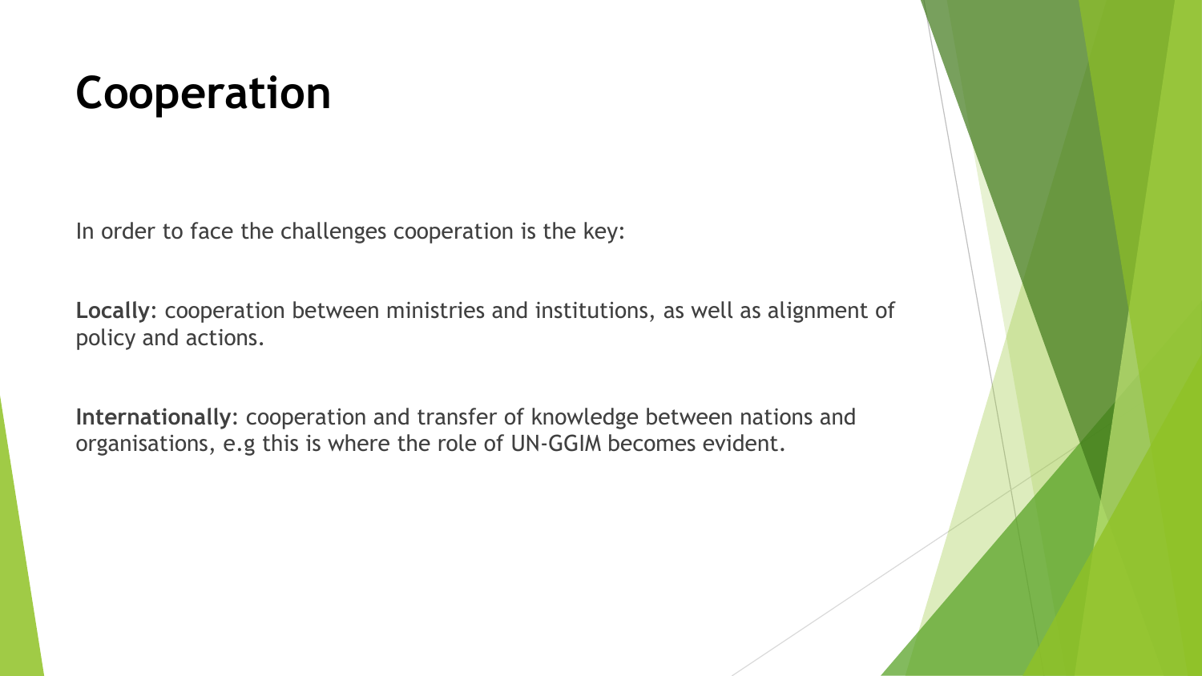# Cooperation

In order to face the challenges cooperation is the key:

**Locally**: cooperation between ministries and institutions, as well as alignment of policy and actions.

**Internationally**: cooperation and transfer of knowledge between nations and organisations, e.g this is where the role of UN-GGIM becomes evident.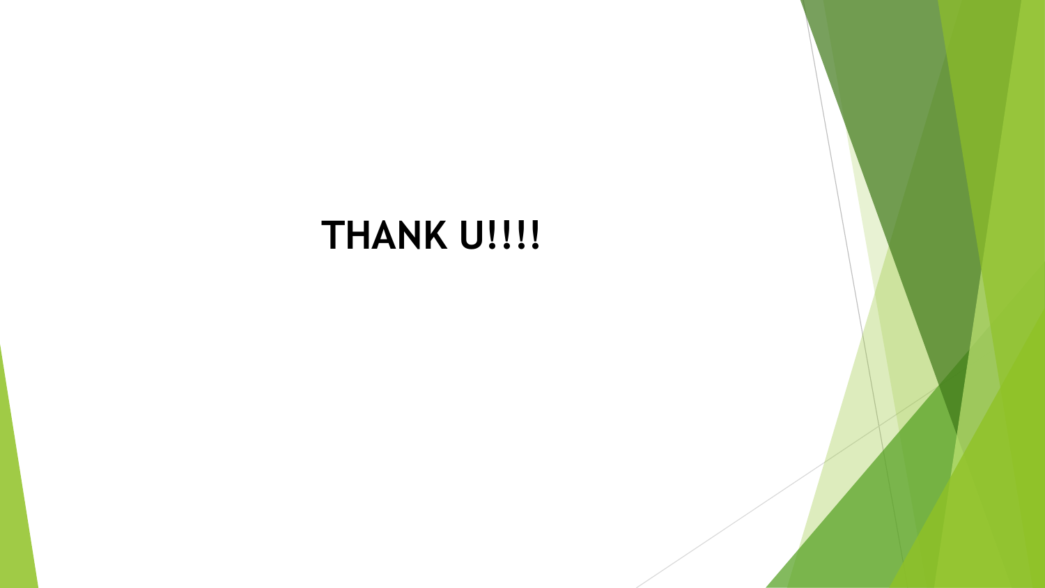**THANK U!!!!**